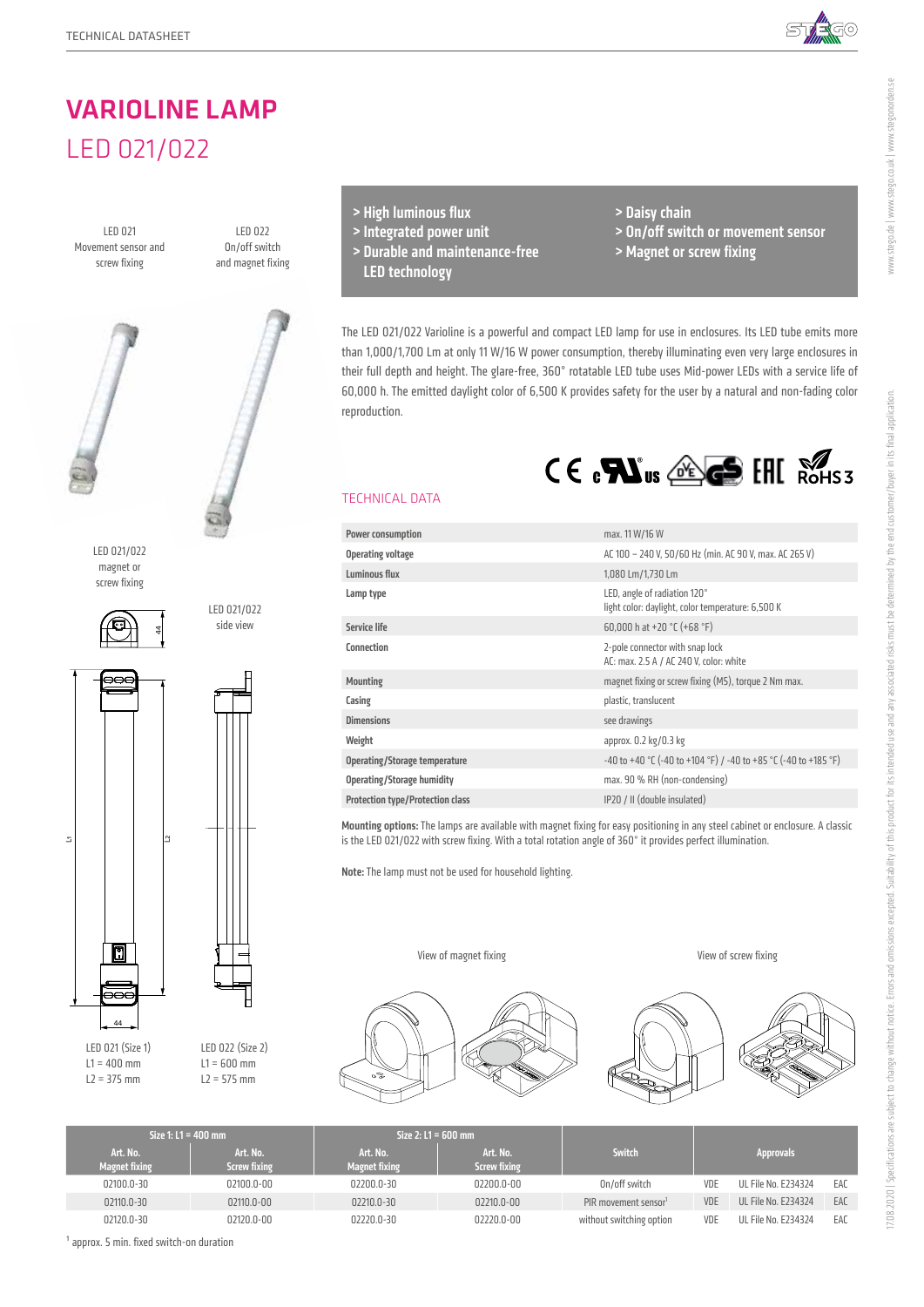TECHNICAL DATASHEET

# VARIOLINE LAMP

## LED 021/022

LED 021
Movement sensor and screw fixing

LED 022
On/off switch and magnet fixing

LED 021/022
magnet or screw fixing

LED 021/022
side view

LED 021 (Size 1)
L1 = 400 mm
L2 = 375 mm

LED 022 (Size 2)
L1 = 600 mm
L2 = 575 mm

- > High luminous flux
- > Integrated power unit
- > Durable and maintenance-free LED technology
- > Daisy chain
- > On/off switch or movement sensor
- > Magnet or screw fixing

The LED 021/022 Varioline is a powerful and compact LED lamp for use in enclosures. Its LED tube emits more than 1,000/1,700 Lm at only 11 W/16 W power consumption, thereby illuminating even very large enclosures in their full depth and height. The glare-free, 360° rotatable LED tube uses Mid-power LEDs with a service life of 60,000 h. The emitted daylight color of 6,500 K provides safety for the user by a natural and non-fading color reproduction.

### TECHNICAL DATA

| | |
|---|---|
| Power consumption | max. 11 W/16 W |
| Operating voltage | AC 100 – 240 V, 50/60 Hz (min. AC 90 V, max. AC 265 V) |
| Luminous flux | 1,080 Lm/1,730 Lm |
| Lamp type | LED, angle of radiation 120°<br>light color: daylight, color temperature: 6,500 K |
| Service life | 60,000 h at +20 °C (+68 °F) |
| Connection | 2-pole connector with snap lock<br>AC: max. 2.5 A / AC 240 V, color: white |
| Mounting | magnet fixing or screw fixing (M5), torque 2 Nm max. |
| Casing | plastic, translucent |
| Dimensions | see drawings |
| Weight | approx. 0.2 kg/0.3 kg |
| Operating/Storage temperature | -40 to +40 °C (-40 to +104 °F) / -40 to +85 °C (-40 to +185 °F) |
| Operating/Storage humidity | max. 90 % RH (non-condensing) |
| Protection type/Protection class | IP20 / II (double insulated) |

**Mounting options:** The lamps are available with magnet fixing for easy positioning in any steel cabinet or enclosure. A classic is the LED 021/022 with screw fixing. With a total rotation angle of 360° it provides perfect illumination.

**Note:** The lamp must not be used for household lighting.

View of magnet fixing

View of screw fixing

| Size 1: L1 = 400 mm | | Size 2: L1 = 600 mm | | Switch | Approvals | | |
|---|---|---|---|---|---|---|---|
| Art. No. Magnet fixing | Art. No. Screw fixing | Art. No. Magnet fixing | Art. No. Screw fixing | | | | |
| 02100.0-30 | 02100.0-00 | 02200.0-30 | 02200.0-00 | On/off switch | VDE | UL File No. E234324 | EAC |
| 02110.0-30 | 02110.0-00 | 02210.0-30 | 02210.0-00 | PIR movement sensor[1] | VDE | UL File No. E234324 | EAC |
| 02120.0-30 | 02120.0-00 | 02220.0-30 | 02220.0-00 | without switching option | VDE | UL File No. E234324 | EAC |

[1] approx. 5 min. fixed switch-on duration

17.08.2020 | Specifications are subject to change without notice. Errors and omissions excepted. Suitability of this product for its intended use and any associated risks must be determined by the end customer/buyer in its final application.

www.stego.de | www.stego.co.uk | www.stegonorden.se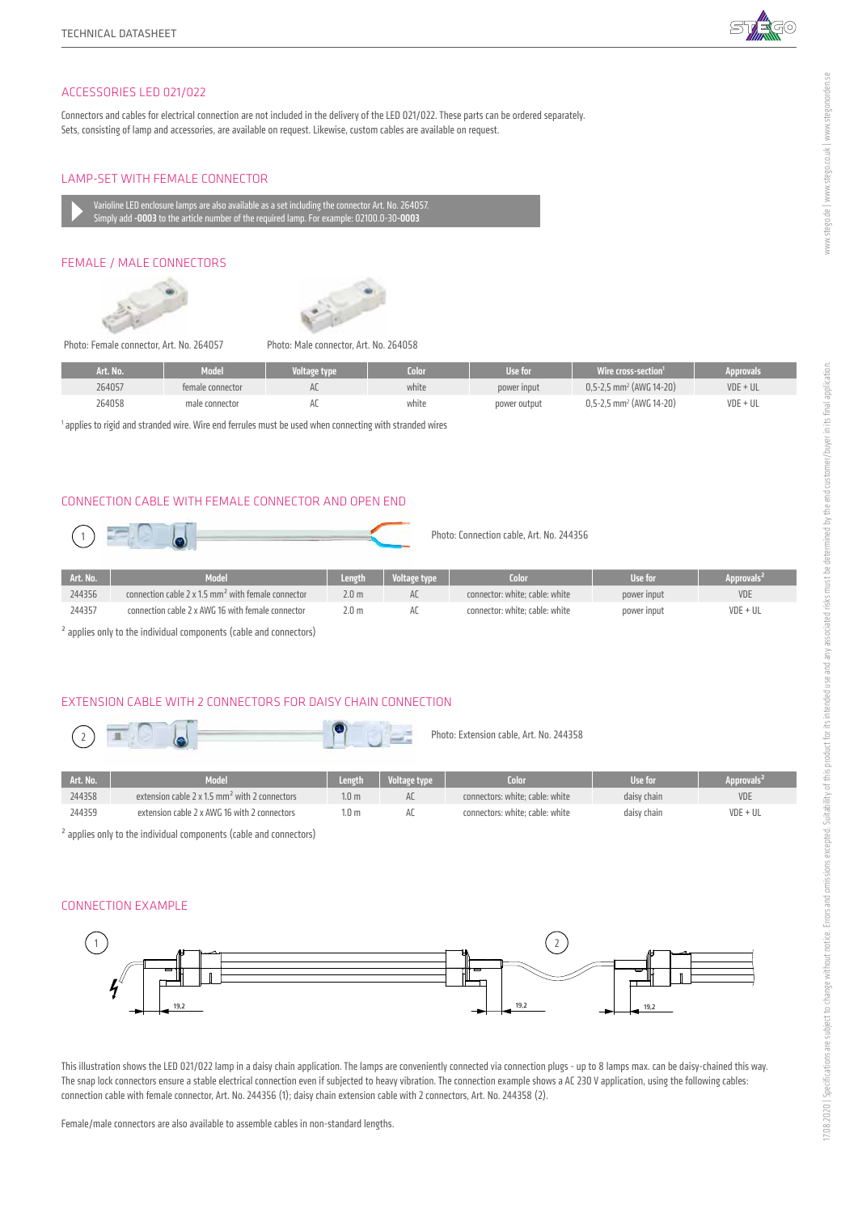## ACCESSORIES LED 021/022

Connectors and cables for electrical connection are not included in the delivery of the LED 021/022. These parts can be ordered separately.
Sets, consisting of lamp and accessories, are available on request. Likewise, custom cables are available on request.

## LAMP-SET WITH FEMALE CONNECTOR

Varioline LED enclosure lamps are also available as a set including the connector Art. No. 264057.
Simply add **-0003** to the article number of the required lamp. For example: 02100.0-30-**0003**

## FEMALE / MALE CONNECTORS

Photo: Female connector, Art. No. 264057

Photo: Male connector, Art. No. 264058

| Art. No. | Model | Voltage type | Color | Use for | Wire cross-section[1] | Approvals |
|---|---|---|---|---|---|---|
| 264057 | female connector | AC | white | power input | 0,5-2,5 mm² (AWG 14-20) | VDE + UL |
| 264058 | male connector | AC | white | power output | 0,5-2,5 mm² (AWG 14-20) | VDE + UL |

[1] applies to rigid and stranded wire. Wire end ferrules must be used when connecting with stranded wires

## CONNECTION CABLE WITH FEMALE CONNECTOR AND OPEN END

1

Photo: Connection cable, Art. No. 244356

| Art. No. | Model | Length | Voltage type | Color | Use for | Approvals[2] |
|---|---|---|---|---|---|---|
| 244356 | connection cable 2 x 1.5 mm² with female connector | 2.0 m | AC | connector: white; cable: white | power input | VDE |
| 244357 | connection cable 2 x AWG 16 with female connector | 2.0 m | AC | connector: white; cable: white | power input | VDE + UL |

[2] applies only to the individual components (cable and connectors)

## EXTENSION CABLE WITH 2 CONNECTORS FOR DAISY CHAIN CONNECTION

2

Photo: Extension cable, Art. No. 244358

| Art. No. | Model | Length | Voltage type | Color | Use for | Approvals[2] |
|---|---|---|---|---|---|---|
| 244358 | extension cable 2 x 1.5 mm² with 2 connectors | 1.0 m | AC | connectors: white; cable: white | daisy chain | VDE |
| 244359 | extension cable 2 x AWG 16 with 2 connectors | 1.0 m | AC | connectors: white; cable: white | daisy chain | VDE + UL |

[2] applies only to the individual components (cable and connectors)

## CONNECTION EXAMPLE

1

2

19,2

19,2

19,2

This illustration shows the LED 021/022 lamp in a daisy chain application. The lamps are conveniently connected via connection plugs - up to 8 lamps max. can be daisy-chained this way. The snap lock connectors ensure a stable electrical connection even if subjected to heavy vibration. The connection example shows a AC 230 V application, using the following cables: connection cable with female connector, Art. No. 244356 (1); daisy chain extension cable with 2 connectors, Art. No. 244358 (2).

Female/male connectors are also available to assemble cables in non-standard lengths.